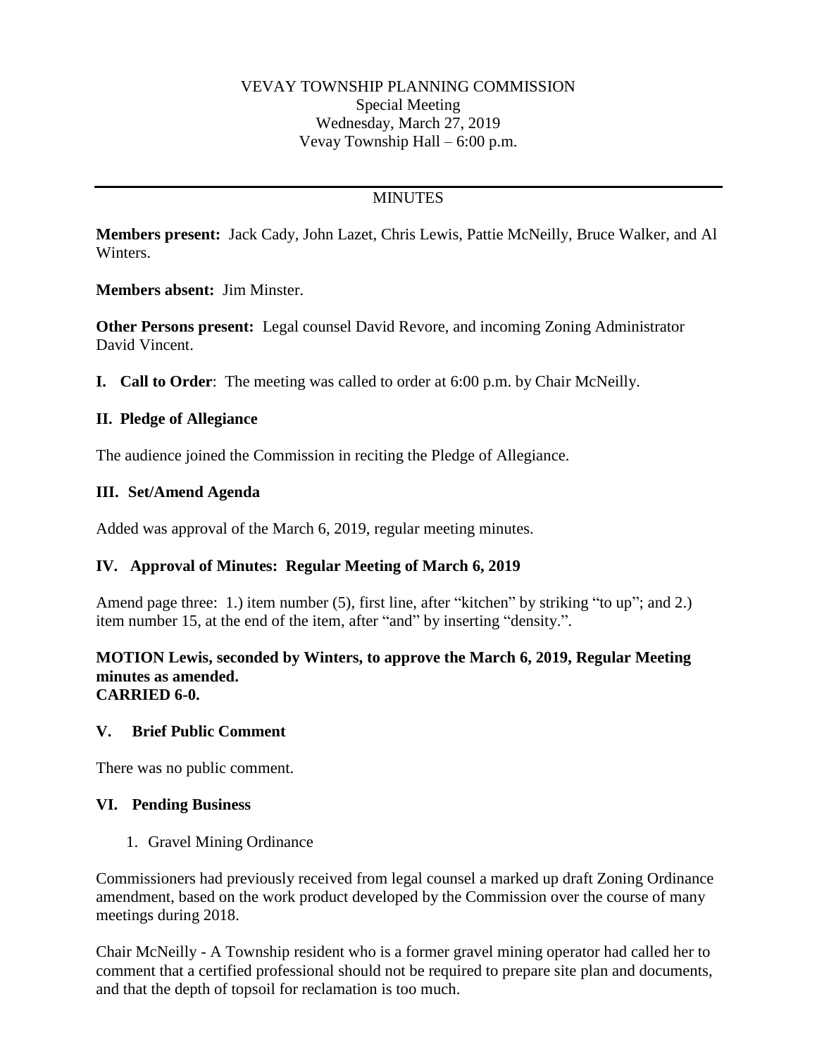VEVAY TOWNSHIP PLANNING COMMISSION
Special Meeting
Wednesday, March 27, 2019
Vevay Township Hall – 6:00 p.m.

---

MINUTES

**Members present:** Jack Cady, John Lazet, Chris Lewis, Pattie McNeilly, Bruce Walker, and Al Winters.

**Members absent:** Jim Minster.

**Other Persons present:** Legal counsel David Revore, and incoming Zoning Administrator David Vincent.

**I. Call to Order**: The meeting was called to order at 6:00 p.m. by Chair McNeilly.

**II. Pledge of Allegiance**

The audience joined the Commission in reciting the Pledge of Allegiance.

**III. Set/Amend Agenda**

Added was approval of the March 6, 2019, regular meeting minutes.

**IV. Approval of Minutes: Regular Meeting of March 6, 2019**

Amend page three: 1.) item number (5), first line, after "kitchen" by striking "to up"; and 2.) item number 15, at the end of the item, after "and" by inserting "density.".

**MOTION Lewis, seconded by Winters, to approve the March 6, 2019, Regular Meeting minutes as amended.**
**CARRIED 6-0.**

**V. Brief Public Comment**

There was no public comment.

**VI. Pending Business**

1. Gravel Mining Ordinance

Commissioners had previously received from legal counsel a marked up draft Zoning Ordinance amendment, based on the work product developed by the Commission over the course of many meetings during 2018.

Chair McNeilly - A Township resident who is a former gravel mining operator had called her to comment that a certified professional should not be required to prepare site plan and documents, and that the depth of topsoil for reclamation is too much.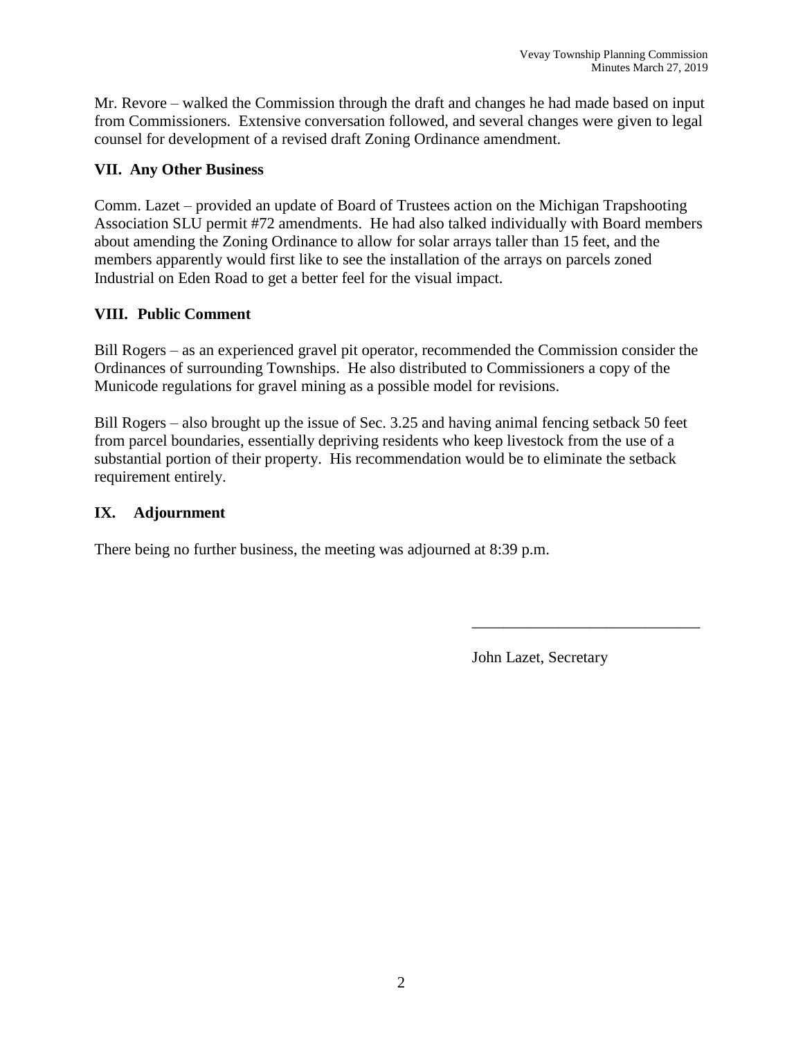Mr. Revore – walked the Commission through the draft and changes he had made based on input from Commissioners. Extensive conversation followed, and several changes were given to legal counsel for development of a revised draft Zoning Ordinance amendment.

## VII. Any Other Business

Comm. Lazet – provided an update of Board of Trustees action on the Michigan Trapshooting Association SLU permit #72 amendments. He had also talked individually with Board members about amending the Zoning Ordinance to allow for solar arrays taller than 15 feet, and the members apparently would first like to see the installation of the arrays on parcels zoned Industrial on Eden Road to get a better feel for the visual impact.

## VIII. Public Comment

Bill Rogers – as an experienced gravel pit operator, recommended the Commission consider the Ordinances of surrounding Townships. He also distributed to Commissioners a copy of the Municode regulations for gravel mining as a possible model for revisions.

Bill Rogers – also brought up the issue of Sec. 3.25 and having animal fencing setback 50 feet from parcel boundaries, essentially depriving residents who keep livestock from the use of a substantial portion of their property. His recommendation would be to eliminate the setback requirement entirely.

## IX. Adjournment

There being no further business, the meeting was adjourned at 8:39 p.m.

_____________________________

John Lazet, Secretary